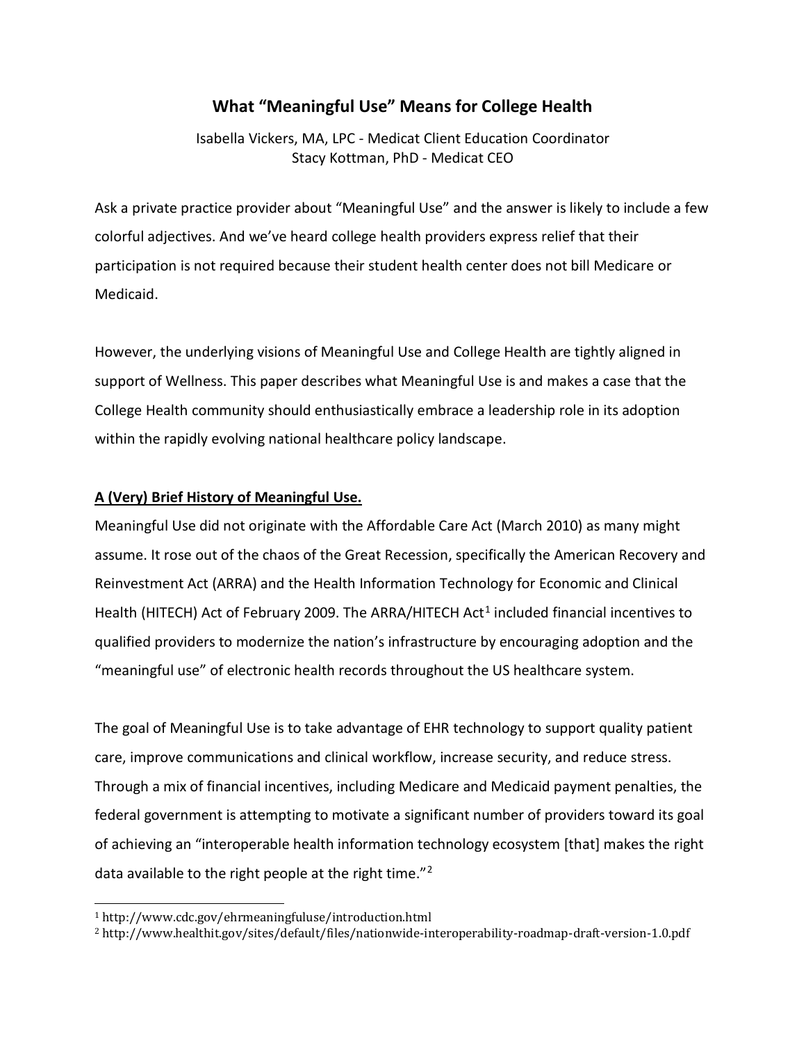# What "Meaningful Use" Means for College Health

Isabella Vickers, MA, LPC - Medicat Client Education Coordinator
Stacy Kottman, PhD - Medicat CEO

Ask a private practice provider about "Meaningful Use" and the answer is likely to include a few colorful adjectives. And we've heard college health providers express relief that their participation is not required because their student health center does not bill Medicare or Medicaid.

However, the underlying visions of Meaningful Use and College Health are tightly aligned in support of Wellness. This paper describes what Meaningful Use is and makes a case that the College Health community should enthusiastically embrace a leadership role in its adoption within the rapidly evolving national healthcare policy landscape.

**A (Very) Brief History of Meaningful Use.**

Meaningful Use did not originate with the Affordable Care Act (March 2010) as many might assume. It rose out of the chaos of the Great Recession, specifically the American Recovery and Reinvestment Act (ARRA) and the Health Information Technology for Economic and Clinical Health (HITECH) Act of February 2009. The ARRA/HITECH Act[1] included financial incentives to qualified providers to modernize the nation's infrastructure by encouraging adoption and the "meaningful use" of electronic health records throughout the US healthcare system.

The goal of Meaningful Use is to take advantage of EHR technology to support quality patient care, improve communications and clinical workflow, increase security, and reduce stress. Through a mix of financial incentives, including Medicare and Medicaid payment penalties, the federal government is attempting to motivate a significant number of providers toward its goal of achieving an "interoperable health information technology ecosystem [that] makes the right data available to the right people at the right time."[2]

---

[1] http://www.cdc.gov/ehrmeaningfuluse/introduction.html

[2] http://www.healthit.gov/sites/default/files/nationwide-interoperability-roadmap-draft-version-1.0.pdf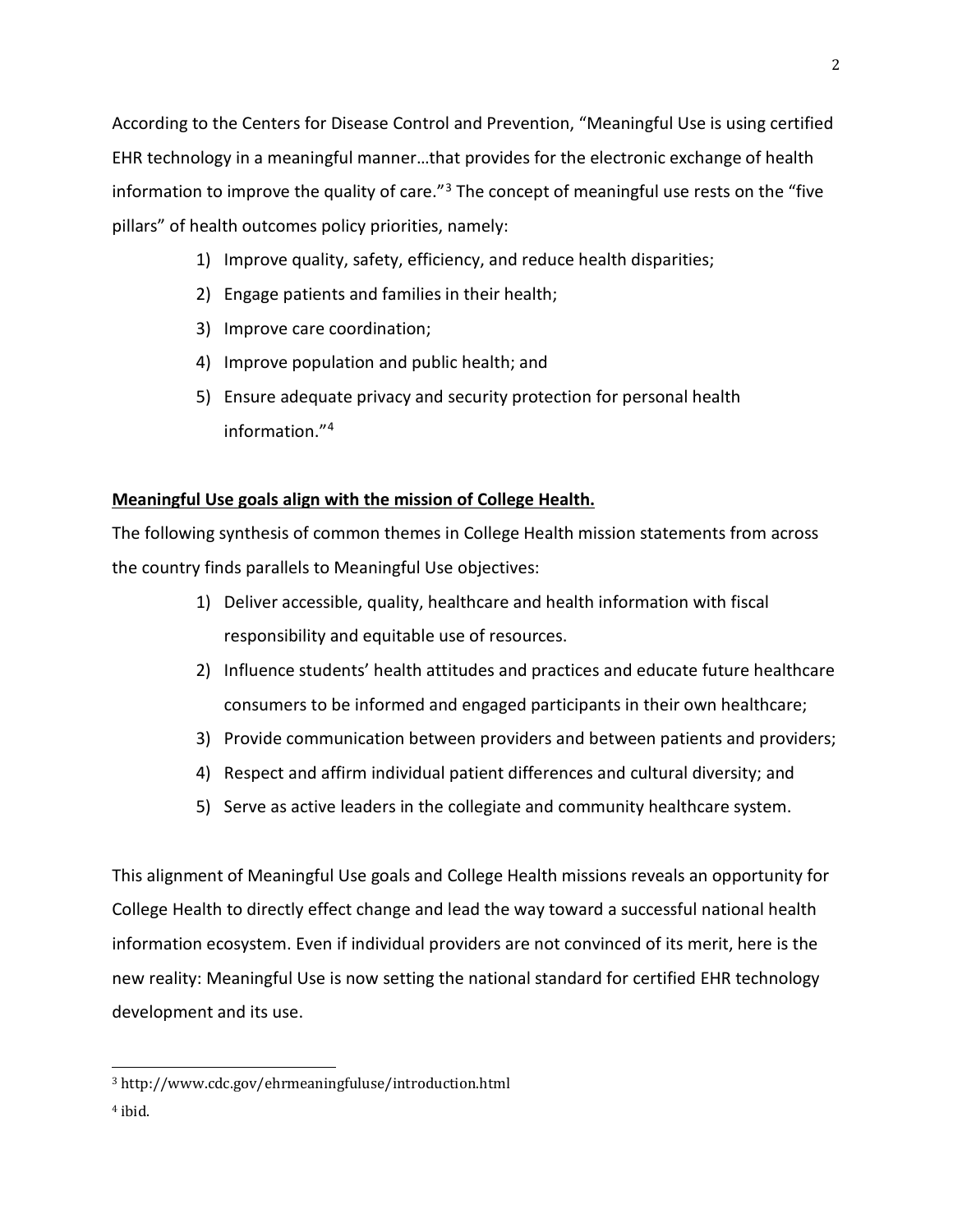According to the Centers for Disease Control and Prevention, “Meaningful Use is using certified EHR technology in a meaningful manner…that provides for the electronic exchange of health information to improve the quality of care.”[3] The concept of meaningful use rests on the “five pillars” of health outcomes policy priorities, namely:

1) Improve quality, safety, efficiency, and reduce health disparities;
2) Engage patients and families in their health;
3) Improve care coordination;
4) Improve population and public health; and
5) Ensure adequate privacy and security protection for personal health information.”[4]

**<u>Meaningful Use goals align with the mission of College Health.</u>**

The following synthesis of common themes in College Health mission statements from across the country finds parallels to Meaningful Use objectives:

1) Deliver accessible, quality, healthcare and health information with fiscal responsibility and equitable use of resources.
2) Influence students’ health attitudes and practices and educate future healthcare consumers to be informed and engaged participants in their own healthcare;
3) Provide communication between providers and between patients and providers;
4) Respect and affirm individual patient differences and cultural diversity; and
5) Serve as active leaders in the collegiate and community healthcare system.

This alignment of Meaningful Use goals and College Health missions reveals an opportunity for College Health to directly effect change and lead the way toward a successful national health information ecosystem. Even if individual providers are not convinced of its merit, here is the new reality: Meaningful Use is now setting the national standard for certified EHR technology development and its use.

---

[3] http://www.cdc.gov/ehrmeaningfuluse/introduction.html

[4] ibid.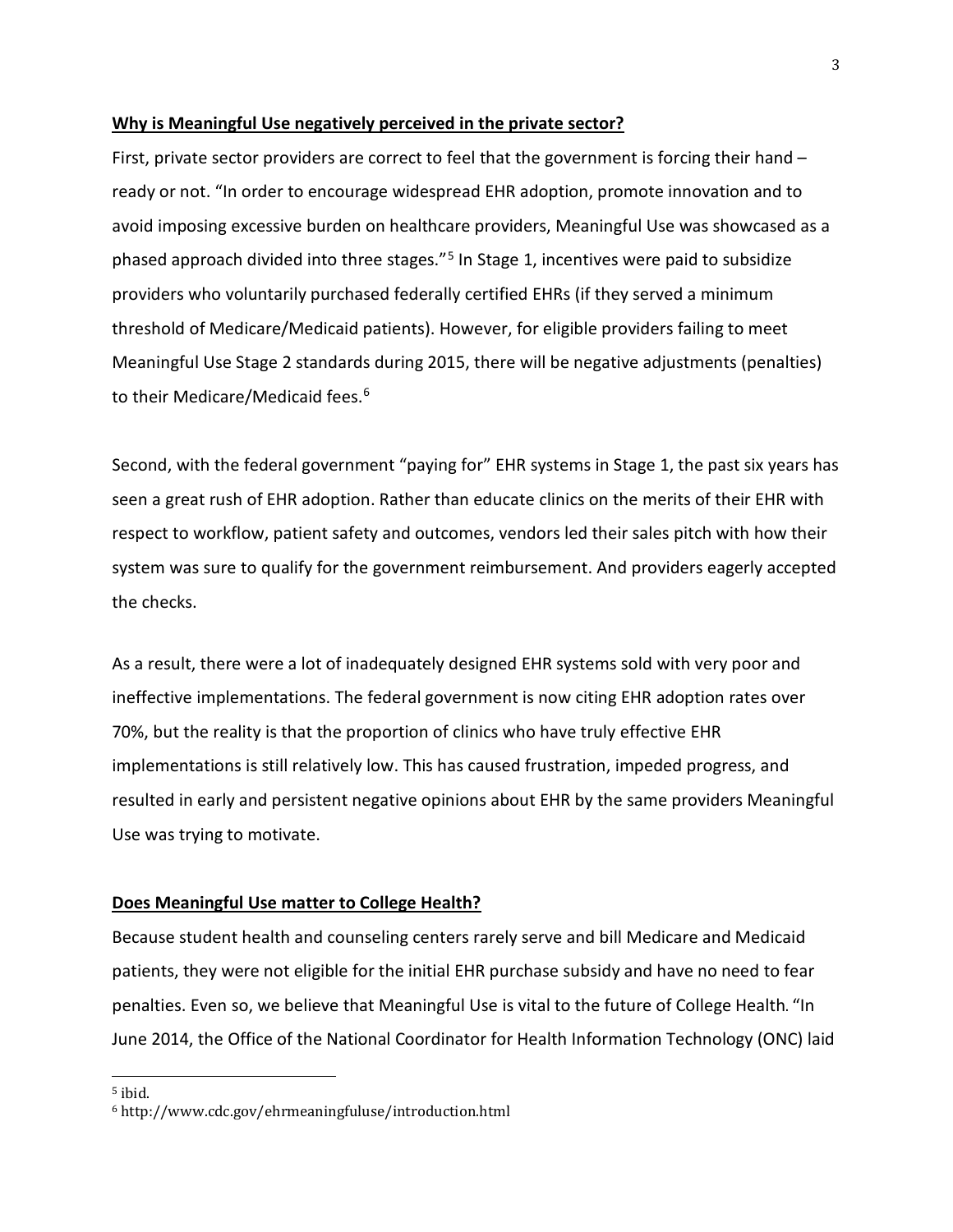**Why is Meaningful Use negatively perceived in the private sector?**

First, private sector providers are correct to feel that the government is forcing their hand – ready or not. "In order to encourage widespread EHR adoption, promote innovation and to avoid imposing excessive burden on healthcare providers, Meaningful Use was showcased as a phased approach divided into three stages."[5] In Stage 1, incentives were paid to subsidize providers who voluntarily purchased federally certified EHRs (if they served a minimum threshold of Medicare/Medicaid patients). However, for eligible providers failing to meet Meaningful Use Stage 2 standards during 2015, there will be negative adjustments (penalties) to their Medicare/Medicaid fees.[6]

Second, with the federal government "paying for" EHR systems in Stage 1, the past six years has seen a great rush of EHR adoption. Rather than educate clinics on the merits of their EHR with respect to workflow, patient safety and outcomes, vendors led their sales pitch with how their system was sure to qualify for the government reimbursement. And providers eagerly accepted the checks.

As a result, there were a lot of inadequately designed EHR systems sold with very poor and ineffective implementations. The federal government is now citing EHR adoption rates over 70%, but the reality is that the proportion of clinics who have truly effective EHR implementations is still relatively low. This has caused frustration, impeded progress, and resulted in early and persistent negative opinions about EHR by the same providers Meaningful Use was trying to motivate.

**Does Meaningful Use matter to College Health?**

Because student health and counseling centers rarely serve and bill Medicare and Medicaid patients, they were not eligible for the initial EHR purchase subsidy and have no need to fear penalties. Even so, we believe that Meaningful Use is vital to the future of College Health. "In June 2014, the Office of the National Coordinator for Health Information Technology (ONC) laid

---

[5] ibid.

[6] http://www.cdc.gov/ehrmeaningfuluse/introduction.html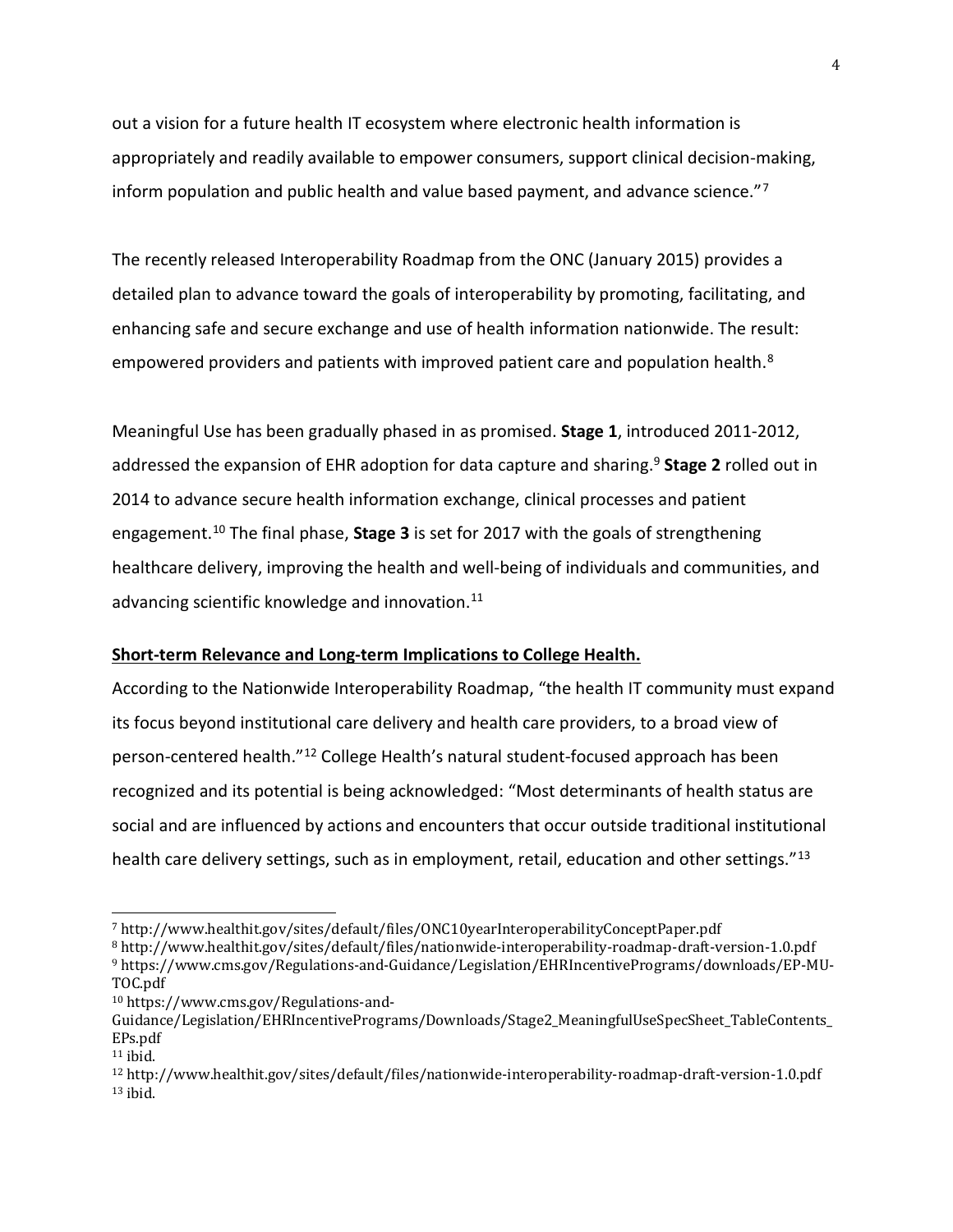out a vision for a future health IT ecosystem where electronic health information is appropriately and readily available to empower consumers, support clinical decision-making, inform population and public health and value based payment, and advance science."[7]

The recently released Interoperability Roadmap from the ONC (January 2015) provides a detailed plan to advance toward the goals of interoperability by promoting, facilitating, and enhancing safe and secure exchange and use of health information nationwide. The result: empowered providers and patients with improved patient care and population health.[8]

Meaningful Use has been gradually phased in as promised. **Stage 1**, introduced 2011-2012, addressed the expansion of EHR adoption for data capture and sharing.[9] **Stage 2** rolled out in 2014 to advance secure health information exchange, clinical processes and patient engagement.[10] The final phase, **Stage 3** is set for 2017 with the goals of strengthening healthcare delivery, improving the health and well-being of individuals and communities, and advancing scientific knowledge and innovation.[11]

**Short-term Relevance and Long-term Implications to College Health.**

According to the Nationwide Interoperability Roadmap, "the health IT community must expand its focus beyond institutional care delivery and health care providers, to a broad view of person-centered health."[12] College Health's natural student-focused approach has been recognized and its potential is being acknowledged: "Most determinants of health status are social and are influenced by actions and encounters that occur outside traditional institutional health care delivery settings, such as in employment, retail, education and other settings."[13]

---

[7] http://www.healthit.gov/sites/default/files/ONC10yearInteroperabilityConceptPaper.pdf

[8] http://www.healthit.gov/sites/default/files/nationwide-interoperability-roadmap-draft-version-1.0.pdf

[9] https://www.cms.gov/Regulations-and-Guidance/Legislation/EHRIncentivePrograms/downloads/EP-MU-TOC.pdf

[10] https://www.cms.gov/Regulations-and-Guidance/Legislation/EHRIncentivePrograms/Downloads/Stage2_MeaningfulUseSpecSheet_TableContents_EPs.pdf

[11] ibid.

[12] http://www.healthit.gov/sites/default/files/nationwide-interoperability-roadmap-draft-version-1.0.pdf

[13] ibid.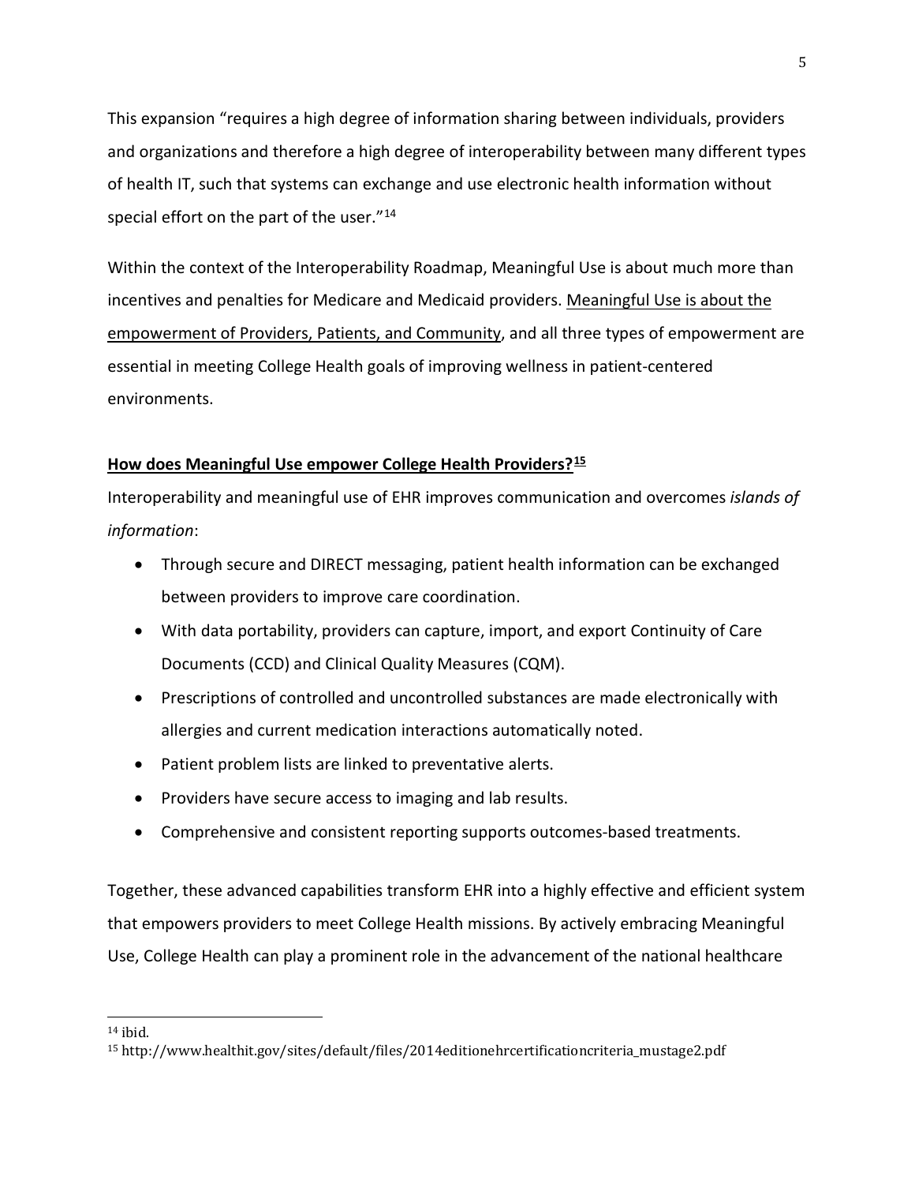This expansion "requires a high degree of information sharing between individuals, providers and organizations and therefore a high degree of interoperability between many different types of health IT, such that systems can exchange and use electronic health information without special effort on the part of the user."[14]

Within the context of the Interoperability Roadmap, Meaningful Use is about much more than incentives and penalties for Medicare and Medicaid providers. Meaningful Use is about the empowerment of Providers, Patients, and Community, and all three types of empowerment are essential in meeting College Health goals of improving wellness in patient-centered environments.

**How does Meaningful Use empower College Health Providers?[15]**

Interoperability and meaningful use of EHR improves communication and overcomes *islands of information*:

- Through secure and DIRECT messaging, patient health information can be exchanged between providers to improve care coordination.
- With data portability, providers can capture, import, and export Continuity of Care Documents (CCD) and Clinical Quality Measures (CQM).
- Prescriptions of controlled and uncontrolled substances are made electronically with allergies and current medication interactions automatically noted.
- Patient problem lists are linked to preventative alerts.
- Providers have secure access to imaging and lab results.
- Comprehensive and consistent reporting supports outcomes-based treatments.

Together, these advanced capabilities transform EHR into a highly effective and efficient system that empowers providers to meet College Health missions. By actively embracing Meaningful Use, College Health can play a prominent role in the advancement of the national healthcare

---

[14] ibid.

[15] http://www.healthit.gov/sites/default/files/2014editionehrcertificationcriteria_mustage2.pdf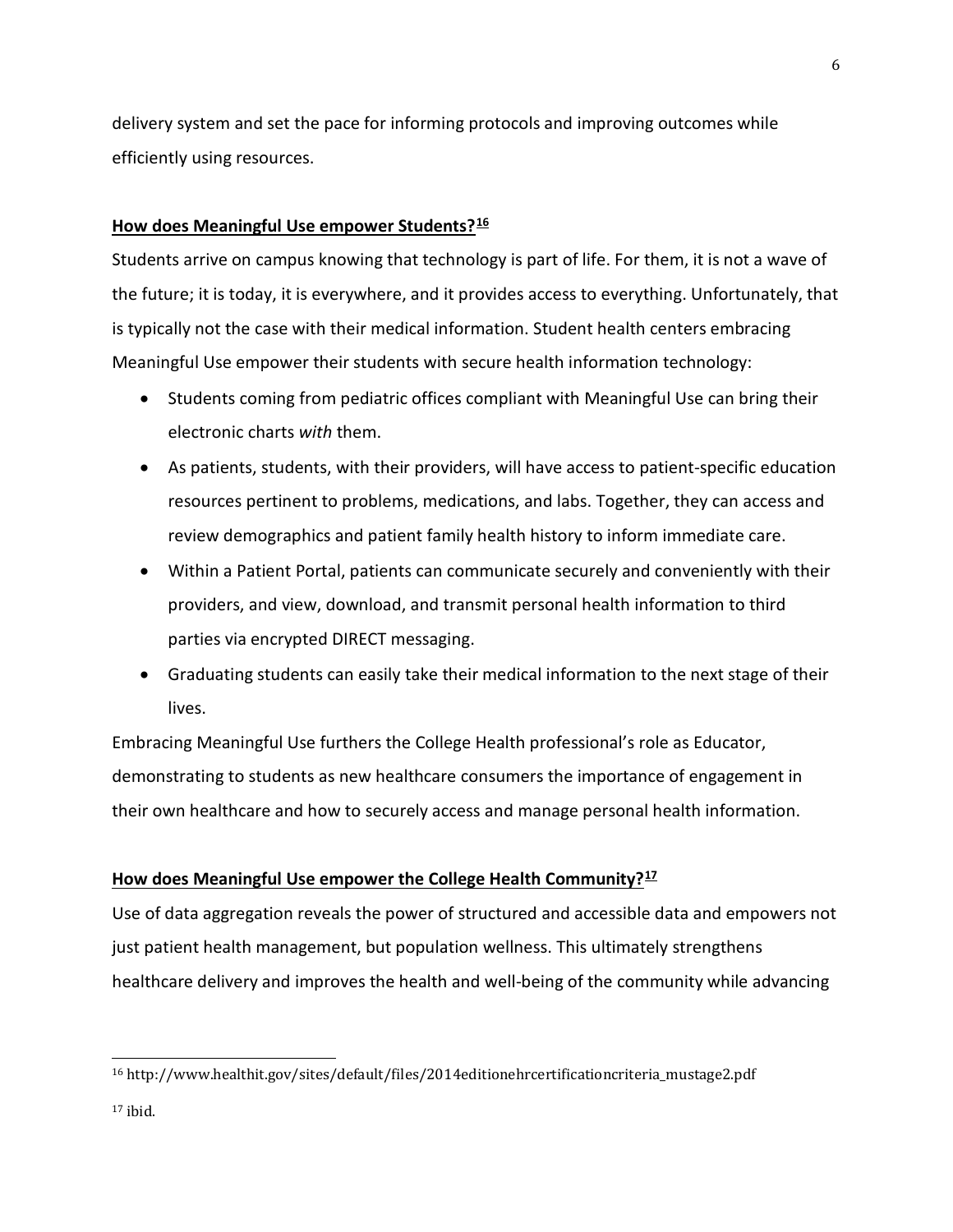delivery system and set the pace for informing protocols and improving outcomes while efficiently using resources.

## How does Meaningful Use empower Students?[16]

Students arrive on campus knowing that technology is part of life. For them, it is not a wave of the future; it is today, it is everywhere, and it provides access to everything. Unfortunately, that is typically not the case with their medical information. Student health centers embracing Meaningful Use empower their students with secure health information technology:

- Students coming from pediatric offices compliant with Meaningful Use can bring their electronic charts *with* them.
- As patients, students, with their providers, will have access to patient-specific education resources pertinent to problems, medications, and labs. Together, they can access and review demographics and patient family health history to inform immediate care.
- Within a Patient Portal, patients can communicate securely and conveniently with their providers, and view, download, and transmit personal health information to third parties via encrypted DIRECT messaging.
- Graduating students can easily take their medical information to the next stage of their lives.

Embracing Meaningful Use furthers the College Health professional's role as Educator, demonstrating to students as new healthcare consumers the importance of engagement in their own healthcare and how to securely access and manage personal health information.

## How does Meaningful Use empower the College Health Community?[17]

Use of data aggregation reveals the power of structured and accessible data and empowers not just patient health management, but population wellness. This ultimately strengthens healthcare delivery and improves the health and well-being of the community while advancing

---

[16] http://www.healthit.gov/sites/default/files/2014editionehrcertificationcriteria_mustage2.pdf

[17] ibid.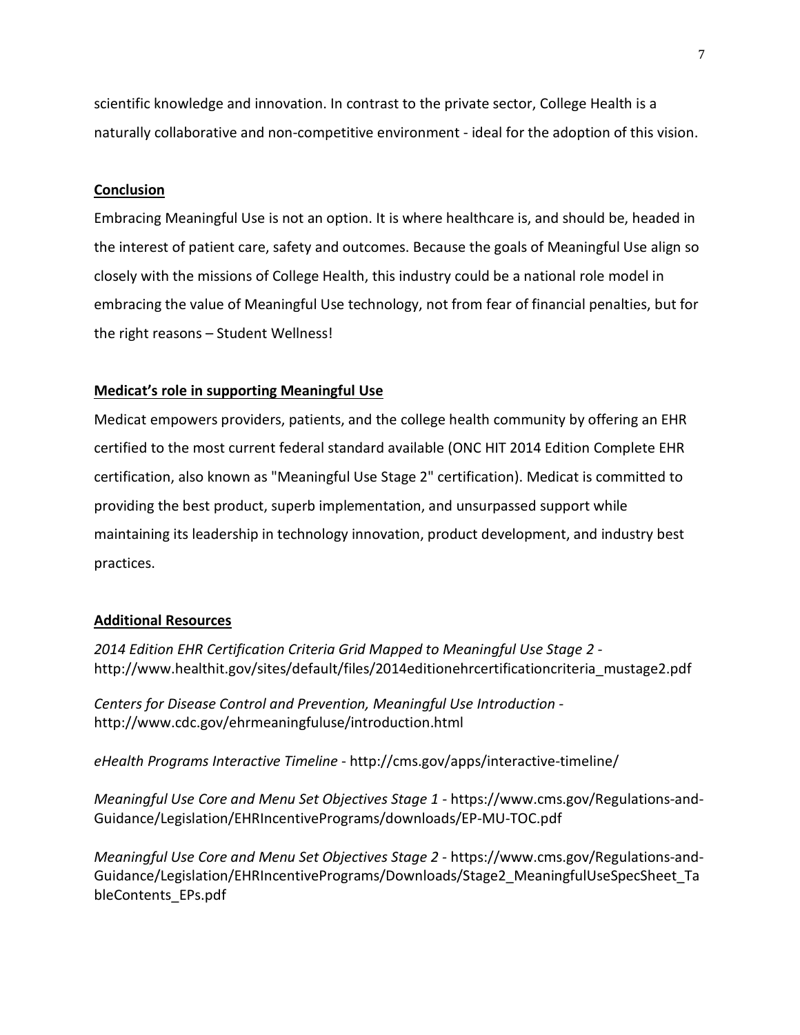scientific knowledge and innovation. In contrast to the private sector, College Health is a naturally collaborative and non-competitive environment - ideal for the adoption of this vision.

## Conclusion

Embracing Meaningful Use is not an option. It is where healthcare is, and should be, headed in the interest of patient care, safety and outcomes. Because the goals of Meaningful Use align so closely with the missions of College Health, this industry could be a national role model in embracing the value of Meaningful Use technology, not from fear of financial penalties, but for the right reasons – Student Wellness!

## Medicat's role in supporting Meaningful Use

Medicat empowers providers, patients, and the college health community by offering an EHR certified to the most current federal standard available (ONC HIT 2014 Edition Complete EHR certification, also known as "Meaningful Use Stage 2" certification). Medicat is committed to providing the best product, superb implementation, and unsurpassed support while maintaining its leadership in technology innovation, product development, and industry best practices.

## Additional Resources

*2014 Edition EHR Certification Criteria Grid Mapped to Meaningful Use Stage 2* - http://www.healthit.gov/sites/default/files/2014editionehrcertificationcriteria_mustage2.pdf

*Centers for Disease Control and Prevention, Meaningful Use Introduction* - http://www.cdc.gov/ehrmeaningfuluse/introduction.html

*eHealth Programs Interactive Timeline* - http://cms.gov/apps/interactive-timeline/

*Meaningful Use Core and Menu Set Objectives Stage 1* - https://www.cms.gov/Regulations-and-Guidance/Legislation/EHRIncentivePrograms/downloads/EP-MU-TOC.pdf

*Meaningful Use Core and Menu Set Objectives Stage 2* - https://www.cms.gov/Regulations-and-Guidance/Legislation/EHRIncentivePrograms/Downloads/Stage2_MeaningfulUseSpecSheet_TableContents_EPs.pdf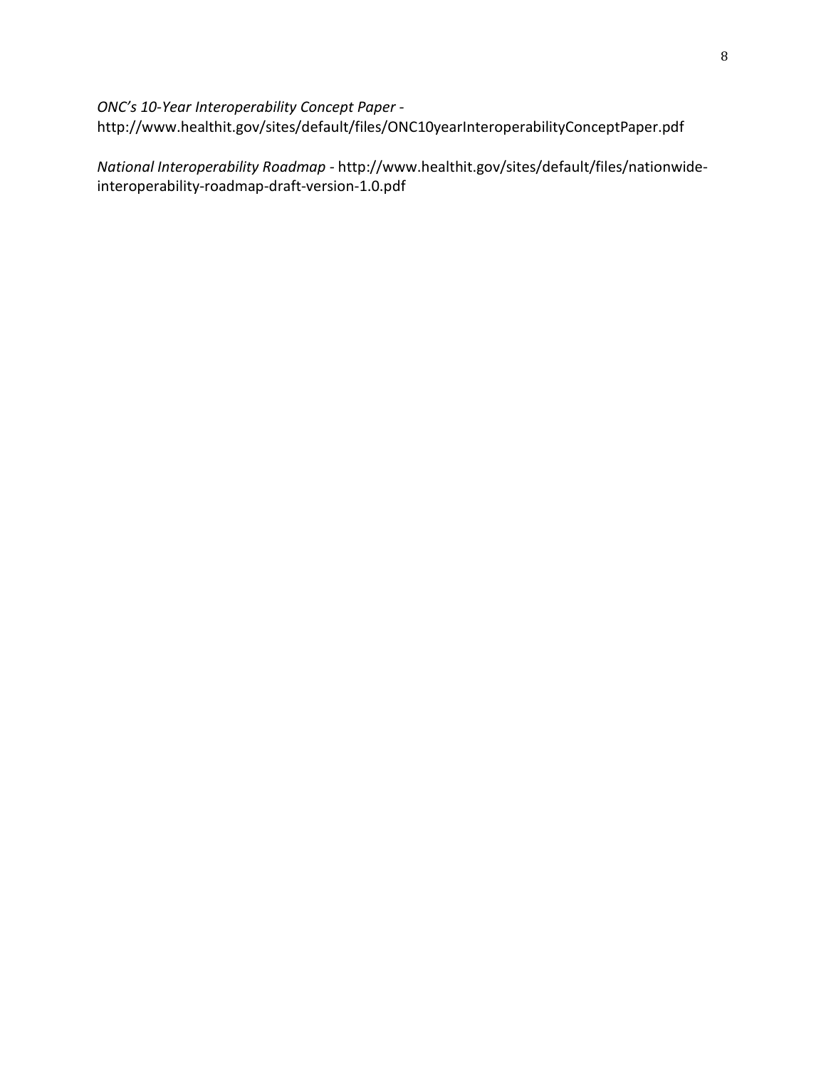*ONC's 10-Year Interoperability Concept Paper* - http://www.healthit.gov/sites/default/files/ONC10yearInteroperabilityConceptPaper.pdf

*National Interoperability Roadmap* - http://www.healthit.gov/sites/default/files/nationwide-interoperability-roadmap-draft-version-1.0.pdf